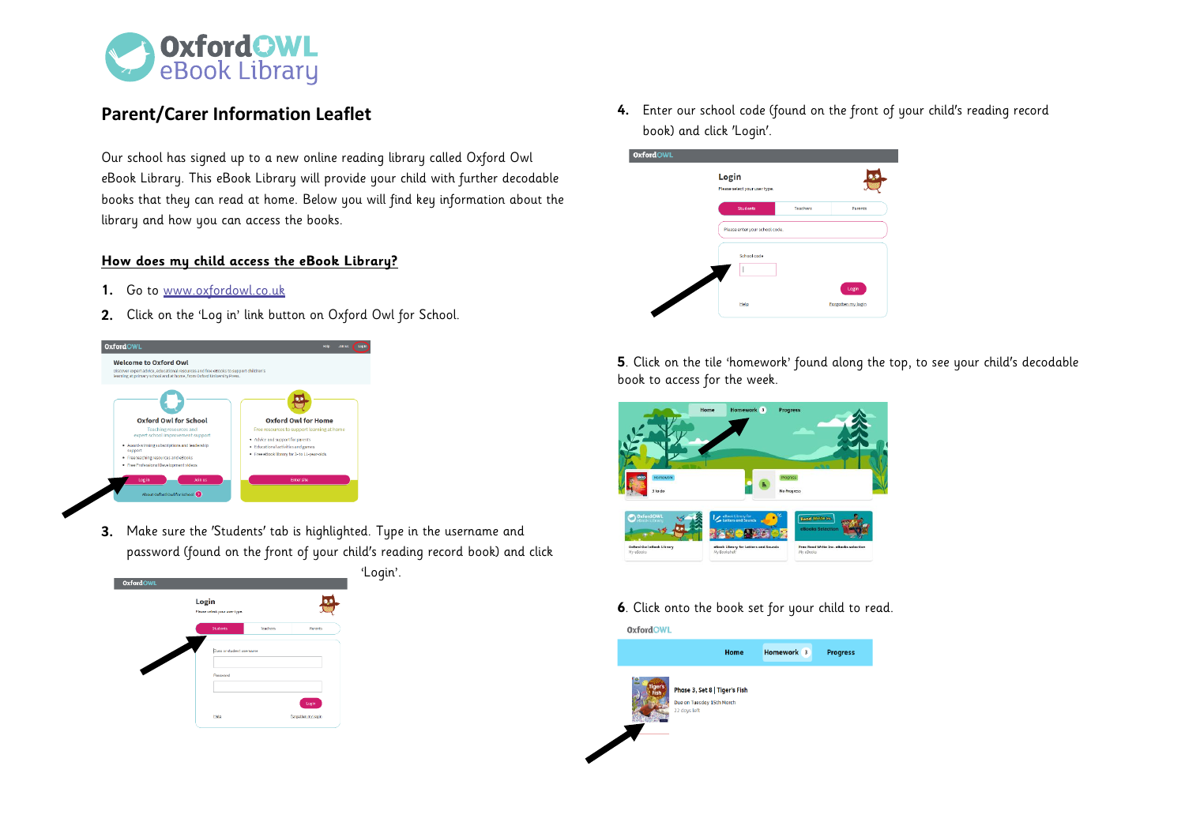# Oxford OWL eBook Library

## Parent/Carer Information Leaflet

Our school has signed up to a new online reading library called Oxford Owl eBook Library. This eBook Library will provide your child with further decodable books that they can read at home. Below you will find key information about the library and how you can access the books.

### How does my child access the eBook Library?

1. Go to www.oxfordowl.co.uk
2. Click on the 'Log in' link button on Oxford Owl for School.
3. Make sure the 'Students' tab is highlighted. Type in the username and password (found on the front of your child's reading record book) and click 'Login'.
4. Enter our school code (found on the front of your child's reading record book) and click 'Login'.

5. Click on the tile 'homework' found along the top, to see your child's decodable book to access for the week.

6. Click onto the book set for your child to read.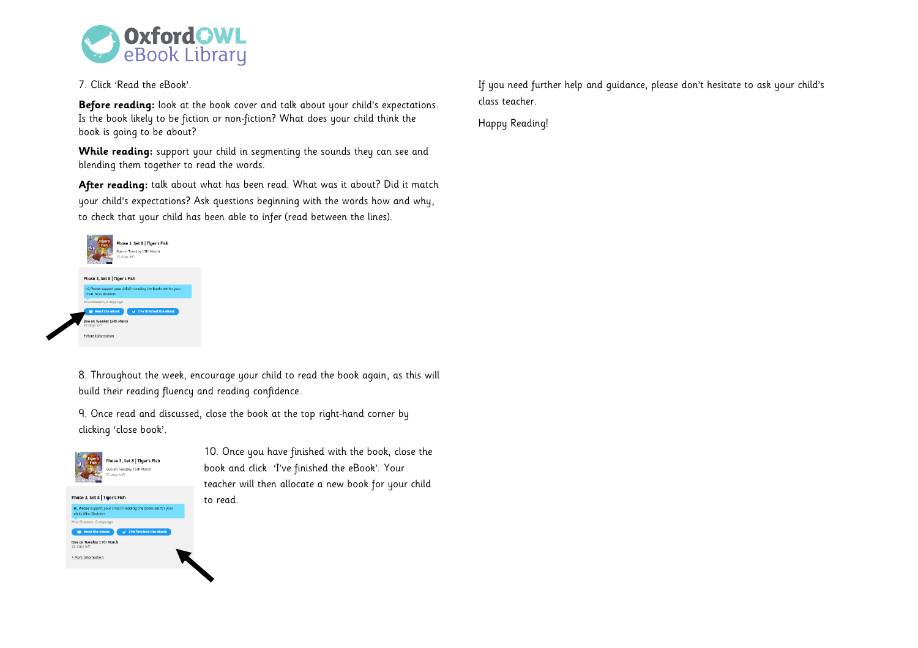7. Click 'Read the eBook'.

**Before reading:** look at the book cover and talk about your child's expectations. Is the book likely to be fiction or non-fiction? What does your child think the book is going to be about?

**While reading:** support your child in segmenting the sounds they can see and blending them together to read the words.

**After reading:** talk about what has been read. What was it about? Did it match your child's expectations? Ask questions beginning with the words how and why, to check that your child has been able to infer (read between the lines).

8. Throughout the week, encourage your child to read the book again, as this will build their reading fluency and reading confidence.

9. Once read and discussed, close the book at the top right-hand corner by clicking 'close book'.

10. Once you have finished with the book, close the book and click 'I've finished the eBook'. Your teacher will then allocate a new book for your child to read.

If you need further help and guidance, please don't hesitate to ask your child's class teacher.

Happy Reading!